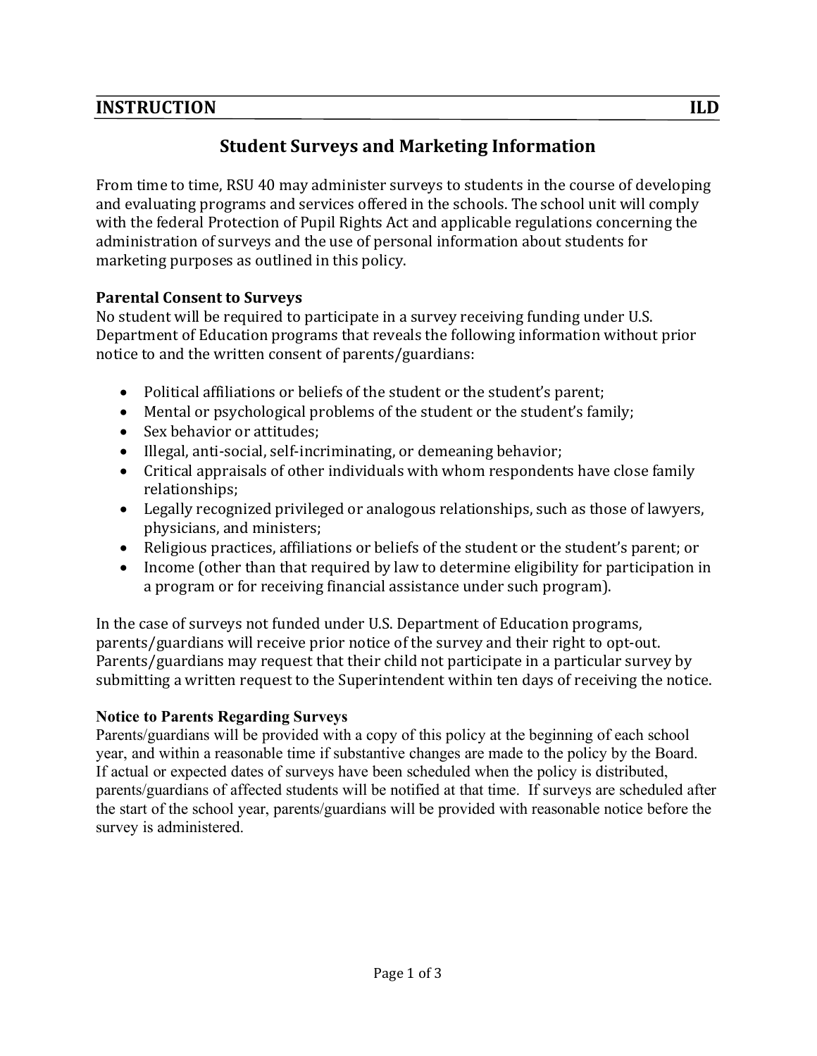**INSTRUCTION** **ILD**

# Student Surveys and Marketing Information

From time to time, RSU 40 may administer surveys to students in the course of developing and evaluating programs and services offered in the schools. The school unit will comply with the federal Protection of Pupil Rights Act and applicable regulations concerning the administration of surveys and the use of personal information about students for marketing purposes as outlined in this policy.

### Parental Consent to Surveys

No student will be required to participate in a survey receiving funding under U.S. Department of Education programs that reveals the following information without prior notice to and the written consent of parents/guardians:

- Political affiliations or beliefs of the student or the student's parent;
- Mental or psychological problems of the student or the student's family;
- Sex behavior or attitudes;
- Illegal, anti-social, self-incriminating, or demeaning behavior;
- Critical appraisals of other individuals with whom respondents have close family relationships;
- Legally recognized privileged or analogous relationships, such as those of lawyers, physicians, and ministers;
- Religious practices, affiliations or beliefs of the student or the student's parent; or
- Income (other than that required by law to determine eligibility for participation in a program or for receiving financial assistance under such program).

In the case of surveys not funded under U.S. Department of Education programs, parents/guardians will receive prior notice of the survey and their right to opt-out. Parents/guardians may request that their child not participate in a particular survey by submitting a written request to the Superintendent within ten days of receiving the notice.

### Notice to Parents Regarding Surveys

Parents/guardians will be provided with a copy of this policy at the beginning of each school year, and within a reasonable time if substantive changes are made to the policy by the Board. If actual or expected dates of surveys have been scheduled when the policy is distributed, parents/guardians of affected students will be notified at that time. If surveys are scheduled after the start of the school year, parents/guardians will be provided with reasonable notice before the survey is administered.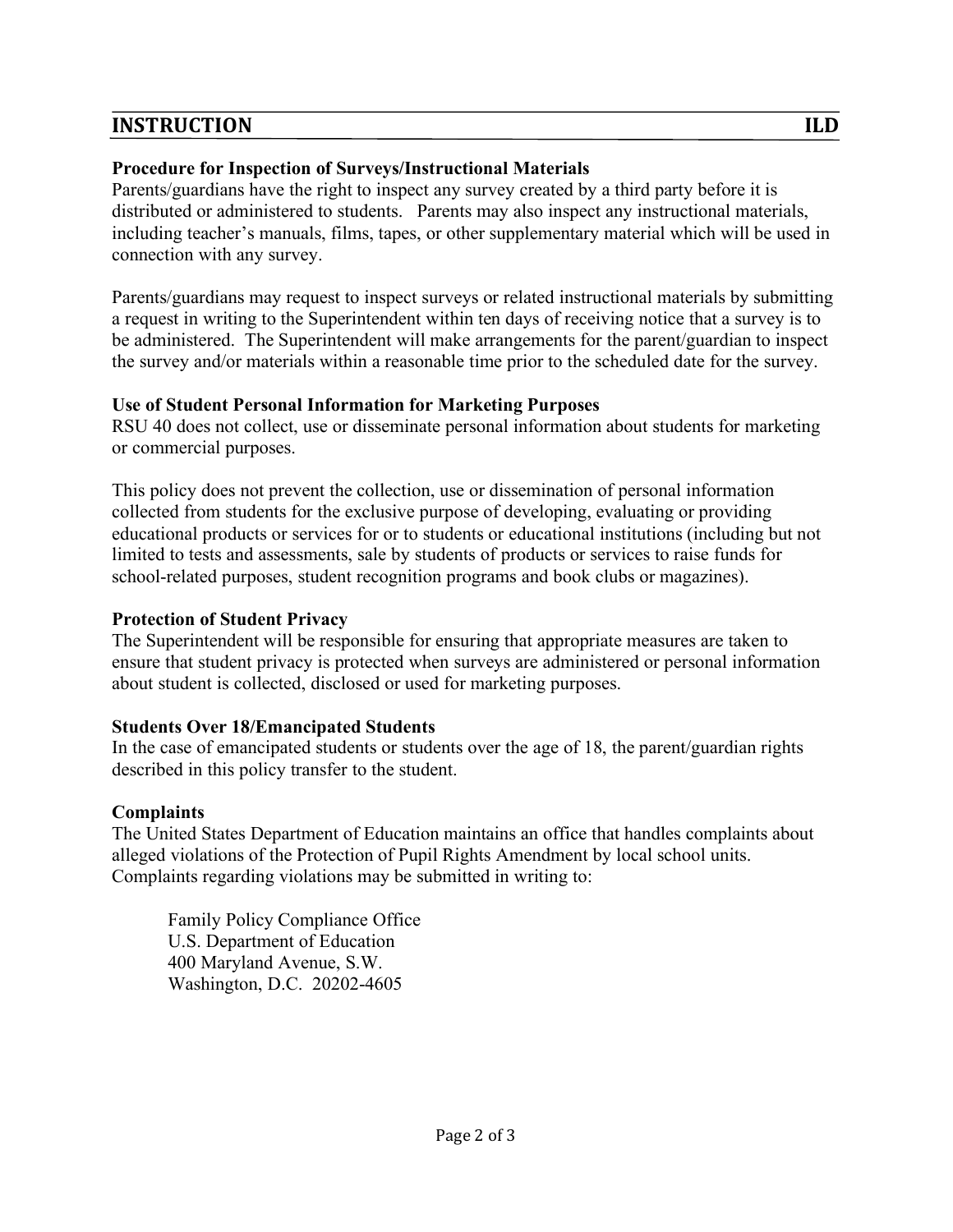## INSTRUCTION ILD

**Procedure for Inspection of Surveys/Instructional Materials**
Parents/guardians have the right to inspect any survey created by a third party before it is distributed or administered to students. Parents may also inspect any instructional materials, including teacher's manuals, films, tapes, or other supplementary material which will be used in connection with any survey.

Parents/guardians may request to inspect surveys or related instructional materials by submitting a request in writing to the Superintendent within ten days of receiving notice that a survey is to be administered. The Superintendent will make arrangements for the parent/guardian to inspect the survey and/or materials within a reasonable time prior to the scheduled date for the survey.

**Use of Student Personal Information for Marketing Purposes**
RSU 40 does not collect, use or disseminate personal information about students for marketing or commercial purposes.

This policy does not prevent the collection, use or dissemination of personal information collected from students for the exclusive purpose of developing, evaluating or providing educational products or services for or to students or educational institutions (including but not limited to tests and assessments, sale by students of products or services to raise funds for school-related purposes, student recognition programs and book clubs or magazines).

**Protection of Student Privacy**
The Superintendent will be responsible for ensuring that appropriate measures are taken to ensure that student privacy is protected when surveys are administered or personal information about student is collected, disclosed or used for marketing purposes.

**Students Over 18/Emancipated Students**
In the case of emancipated students or students over the age of 18, the parent/guardian rights described in this policy transfer to the student.

**Complaints**
The United States Department of Education maintains an office that handles complaints about alleged violations of the Protection of Pupil Rights Amendment by local school units. Complaints regarding violations may be submitted in writing to:

Family Policy Compliance Office
U.S. Department of Education
400 Maryland Avenue, S.W.
Washington, D.C. 20202-4605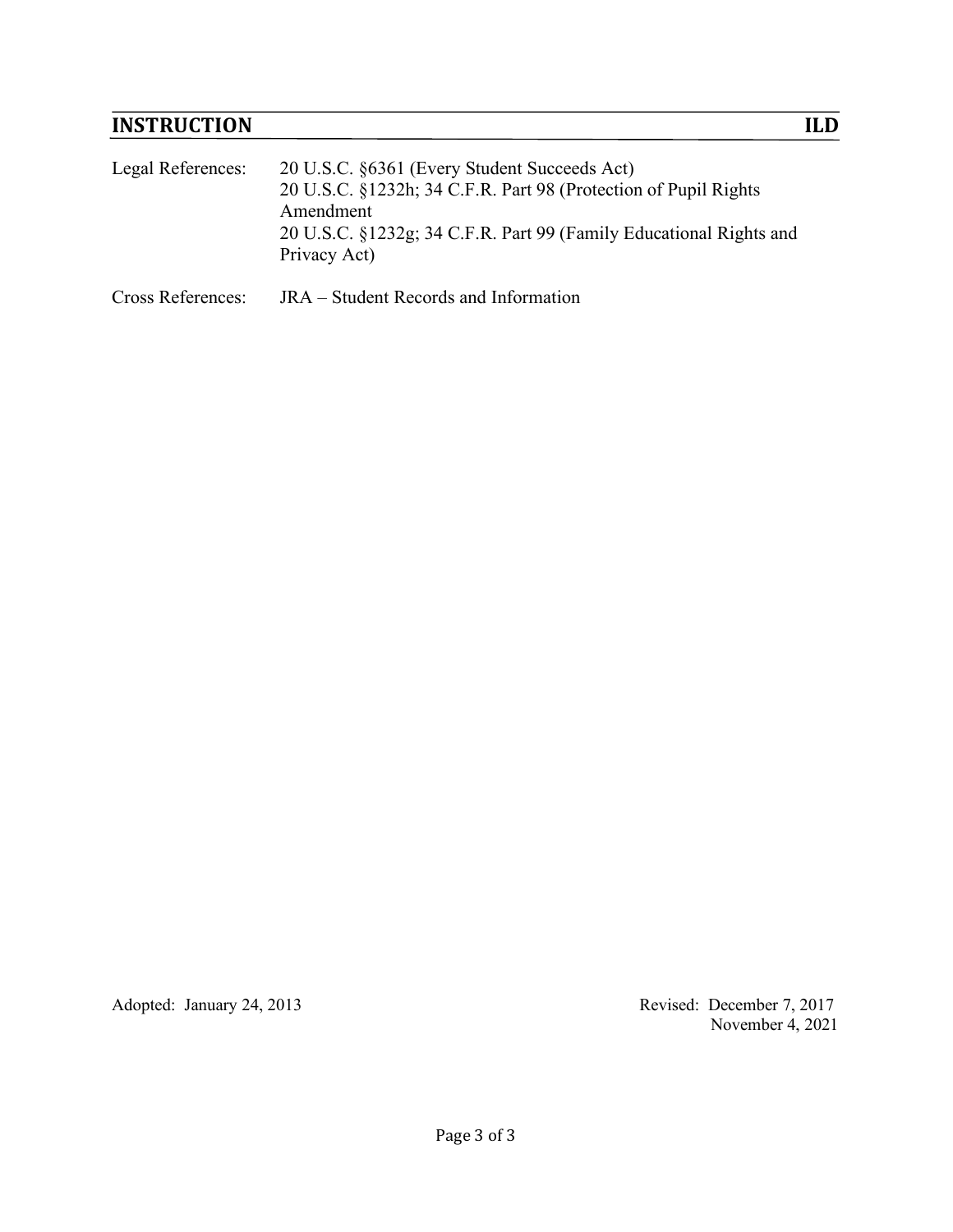Legal References: 20 U.S.C. §6361 (Every Student Succeeds Act)
20 U.S.C. §1232h; 34 C.F.R. Part 98 (Protection of Pupil Rights Amendment
20 U.S.C. §1232g; 34 C.F.R. Part 99 (Family Educational Rights and Privacy Act)

Cross References: JRA – Student Records and Information

Adopted: January 24, 2013

Revised: December 7, 2017
November 4, 2021